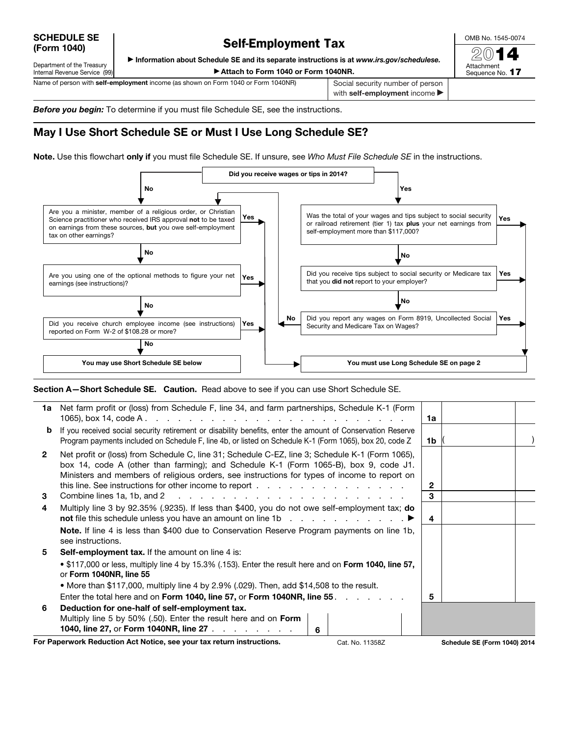**SCHEDULE SE (Form 1040)**

Department of the Treasury
Internal Revenue Service (99)

# Self-Employment Tax

▶ Information about Schedule SE and its separate instructions is at *www.irs.gov/schedulese.*

▶ Attach to Form 1040 or Form 1040NR.

OMB No. 1545-0074

**2014**

Attachment Sequence No. **17**

| Name of person with **self-employment** income (as shown on Form 1040 or Form 1040NR) | Social security number of person with **self-employment** income ▶ |
|---|---|
| | |

***Before you begin:*** To determine if you must file Schedule SE, see the instructions.

## May I Use Short Schedule SE or Must I Use Long Schedule SE?

**Note.** Use this flowchart **only if** you must file Schedule SE. If unsure, see *Who Must File Schedule SE* in the instructions.

**Did you receive wages or tips in 2014?**

- **No** → Are you a minister, member of a religious order, or Christian Science practitioner who received IRS approval **not** to be taxed on earnings from these sources, **but** you owe self-employment tax on other earnings?
  - **Yes** → You must use Long Schedule SE on page 2
  - **No** → Are you using one of the optional methods to figure your net earnings (see instructions)?
    - **Yes** → You must use Long Schedule SE on page 2
    - **No** → Did you receive church employee income (see instructions) reported on Form W-2 of $108.28 or more?
      - **Yes** → You must use Long Schedule SE on page 2
      - **No** → **You may use Short Schedule SE below**
- **Yes** → Was the total of your wages and tips subject to social security or railroad retirement (tier 1) tax **plus** your net earnings from self-employment more than $117,000?
  - **Yes** → You must use Long Schedule SE on page 2
  - **No** → Did you receive tips subject to social security or Medicare tax that you **did not** report to your employer?
    - **Yes** → You must use Long Schedule SE on page 2
    - **No** → Did you report any wages on Form 8919, Uncollected Social Security and Medicare Tax on Wages?
      - **Yes** → You must use Long Schedule SE on page 2
      - **No** → (go to the minister question on the left)

**You must use Long Schedule SE on page 2**

**Section A—Short Schedule SE. Caution.** Read above to see if you can use Short Schedule SE.

| | | | |
|---|---|---|---|
| **1a** | Net farm profit or (loss) from Schedule F, line 34, and farm partnerships, Schedule K-1 (Form 1065), box 14, code A | **1a** | |
| **b** | If you received social security retirement or disability benefits, enter the amount of Conservation Reserve Program payments included on Schedule F, line 4b, or listed on Schedule K-1 (Form 1065), box 20, code Z | **1b** | ( ) |
| **2** | Net profit or (loss) from Schedule C, line 31; Schedule C-EZ, line 3; Schedule K-1 (Form 1065), box 14, code A (other than farming); and Schedule K-1 (Form 1065-B), box 9, code J1. Ministers and members of religious orders, see instructions for types of income to report on this line. See instructions for other income to report | **2** | |
| **3** | Combine lines 1a, 1b, and 2 | **3** | |
| **4** | Multiply line 3 by 92.35% (.9235). If less than $400, you do not owe self-employment tax; **do not** file this schedule unless you have an amount on line 1b ▶ | **4** | |
| | **Note.** If line 4 is less than $400 due to Conservation Reserve Program payments on line 1b, see instructions. | | |
| **5** | **Self-employment tax.** If the amount on line 4 is:<br>• $117,000 or less, multiply line 4 by 15.3% (.153). Enter the result here and on **Form 1040, line 57,** or **Form 1040NR, line 55**<br>• More than $117,000, multiply line 4 by 2.9% (.029). Then, add $14,508 to the result. Enter the total here and on **Form 1040, line 57,** or **Form 1040NR, line 55** | **5** | |
| **6** | **Deduction for one-half of self-employment tax.** Multiply line 5 by 50% (.50). Enter the result here and on **Form 1040, line 27,** or **Form 1040NR, line 27** — **6** | | |

**For Paperwork Reduction Act Notice, see your tax return instructions.** Cat. No. 11358Z **Schedule SE (Form 1040) 2014**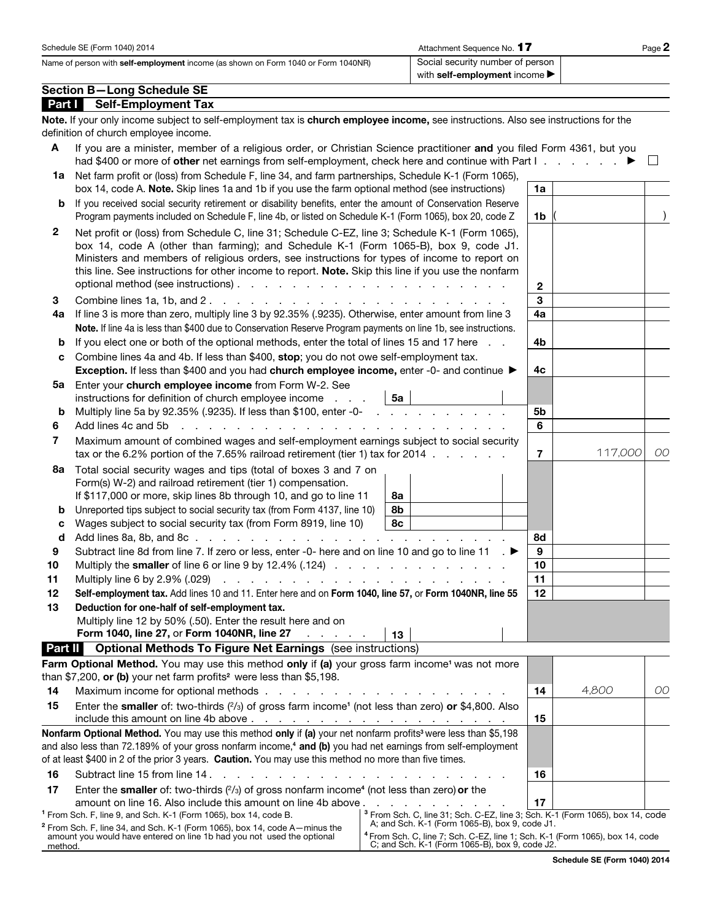Schedule SE (Form 1040) 2014 — Attachment Sequence No. 17

Name of person with **self-employment** income (as shown on Form 1040 or Form 1040NR) | Social security number of person with **self-employment** income ▶

## Section B—Long Schedule SE

### Part I Self-Employment Tax

**Note.** If your only income subject to self-employment tax is **church employee income,** see instructions. Also see instructions for the definition of church employee income.

**A** If you are a minister, member of a religious order, or Christian Science practitioner **and** you filed Form 4361, but you had $400 or more of **other** net earnings from self-employment, check here and continue with Part I . . . . . . . ▶ ☐

| | | | | |
|---|---|---|---|---|
| **1a** | Net farm profit or (loss) from Schedule F, line 34, and farm partnerships, Schedule K-1 (Form 1065), box 14, code A. **Note.** Skip lines 1a and 1b if you use the farm optional method (see instructions) | | 1a | |
| **b** | If you received social security retirement or disability benefits, enter the amount of Conservation Reserve Program payments included on Schedule F, line 4b, or listed on Schedule K-1 (Form 1065), box 20, code Z | | 1b | ( ) |
| **2** | Net profit or (loss) from Schedule C, line 31; Schedule C-EZ, line 3; Schedule K-1 (Form 1065), box 14, code A (other than farming); and Schedule K-1 (Form 1065-B), box 9, code J1. Ministers and members of religious orders, see instructions for types of income to report on this line. See instructions for other income to report. **Note.** Skip this line if you use the nonfarm optional method (see instructions) | | 2 | |
| **3** | Combine lines 1a, 1b, and 2 | | 3 | |
| **4a** | If line 3 is more than zero, multiply line 3 by 92.35% (.9235). Otherwise, enter amount from line 3<br>**Note.** If line 4a is less than $400 due to Conservation Reserve Program payments on line 1b, see instructions. | | 4a | |
| **b** | If you elect one or both of the optional methods, enter the total of lines 15 and 17 here | | 4b | |
| **c** | Combine lines 4a and 4b. If less than $400, **stop**; you do not owe self-employment tax.<br>**Exception.** If less than $400 and you had **church employee income,** enter -0- and continue ▶ | | 4c | |
| **5a** | Enter your **church employee income** from Form W-2. See instructions for definition of church employee income | 5a | | |
| **b** | Multiply line 5a by 92.35% (.9235). If less than $100, enter -0- | | 5b | |
| **6** | Add lines 4c and 5b | | 6 | |
| **7** | Maximum amount of combined wages and self-employment earnings subject to social security tax or the 6.2% portion of the 7.65% railroad retirement (tier 1) tax for 2014 | | 7 | 117,000 00 |
| **8a** | Total social security wages and tips (total of boxes 3 and 7 on Form(s) W-2) and railroad retirement (tier 1) compensation. If $117,000 or more, skip lines 8b through 10, and go to line 11 | 8a | | |
| **b** | Unreported tips subject to social security tax (from Form 4137, line 10) | 8b | | |
| **c** | Wages subject to social security tax (from Form 8919, line 10) | 8c | | |
| **d** | Add lines 8a, 8b, and 8c | | 8d | |
| **9** | Subtract line 8d from line 7. If zero or less, enter -0- here and on line 10 and go to line 11 ▶ | | 9 | |
| **10** | Multiply the **smaller** of line 6 or line 9 by 12.4% (.124) | | 10 | |
| **11** | Multiply line 6 by 2.9% (.029) | | 11 | |
| **12** | **Self-employment tax.** Add lines 10 and 11. Enter here and on **Form 1040, line 57,** or **Form 1040NR, line 55** | | 12 | |
| **13** | **Deduction for one-half of self-employment tax.** Multiply line 12 by 50% (.50). Enter the result here and on **Form 1040, line 27,** or **Form 1040NR, line 27** | 13 | | |

### Part II Optional Methods To Figure Net Earnings (see instructions)

**Farm Optional Method.** You may use this method **only** if **(a)** your gross farm income[1] was not more than $7,200, **or (b)** your net farm profits[2] were less than $5,198.

| | | | |
|---|---|---|---|
| **14** | Maximum income for optional methods | 14 | 4,800 00 |
| **15** | Enter the **smaller** of: two-thirds (2/3) of gross farm income[1] (not less than zero) **or** $4,800. Also include this amount on line 4b above | 15 | |

**Nonfarm Optional Method.** You may use this method **only** if **(a)** your net nonfarm profits[3] were less than $5,198 and also less than 72.189% of your gross nonfarm income,[4] **and (b)** you had net earnings from self-employment of at least $400 in 2 of the prior 3 years. **Caution.** You may use this method no more than five times.

| | | | |
|---|---|---|---|
| **16** | Subtract line 15 from line 14 | 16 | |
| **17** | Enter the **smaller** of: two-thirds (2/3) of gross nonfarm income[4] (not less than zero) **or** the amount on line 16. Also include this amount on line 4b above | 17 | |

[1] From Sch. F, line 9, and Sch. K-1 (Form 1065), box 14, code B.

[2] From Sch. F, line 34, and Sch. K-1 (Form 1065), box 14, code A—minus the amount you would have entered on line 1b had you not used the optional method.

[3] From Sch. C, line 31; Sch. C-EZ, line 3; Sch. K-1 (Form 1065), box 14, code A; and Sch. K-1 (Form 1065-B), box 9, code J1.

[4] From Sch. C, line 7; Sch. C-EZ, line 1; Sch. K-1 (Form 1065), box 14, code C; and Sch. K-1 (Form 1065-B), box 9, code J2.

Schedule SE (Form 1040) 2014